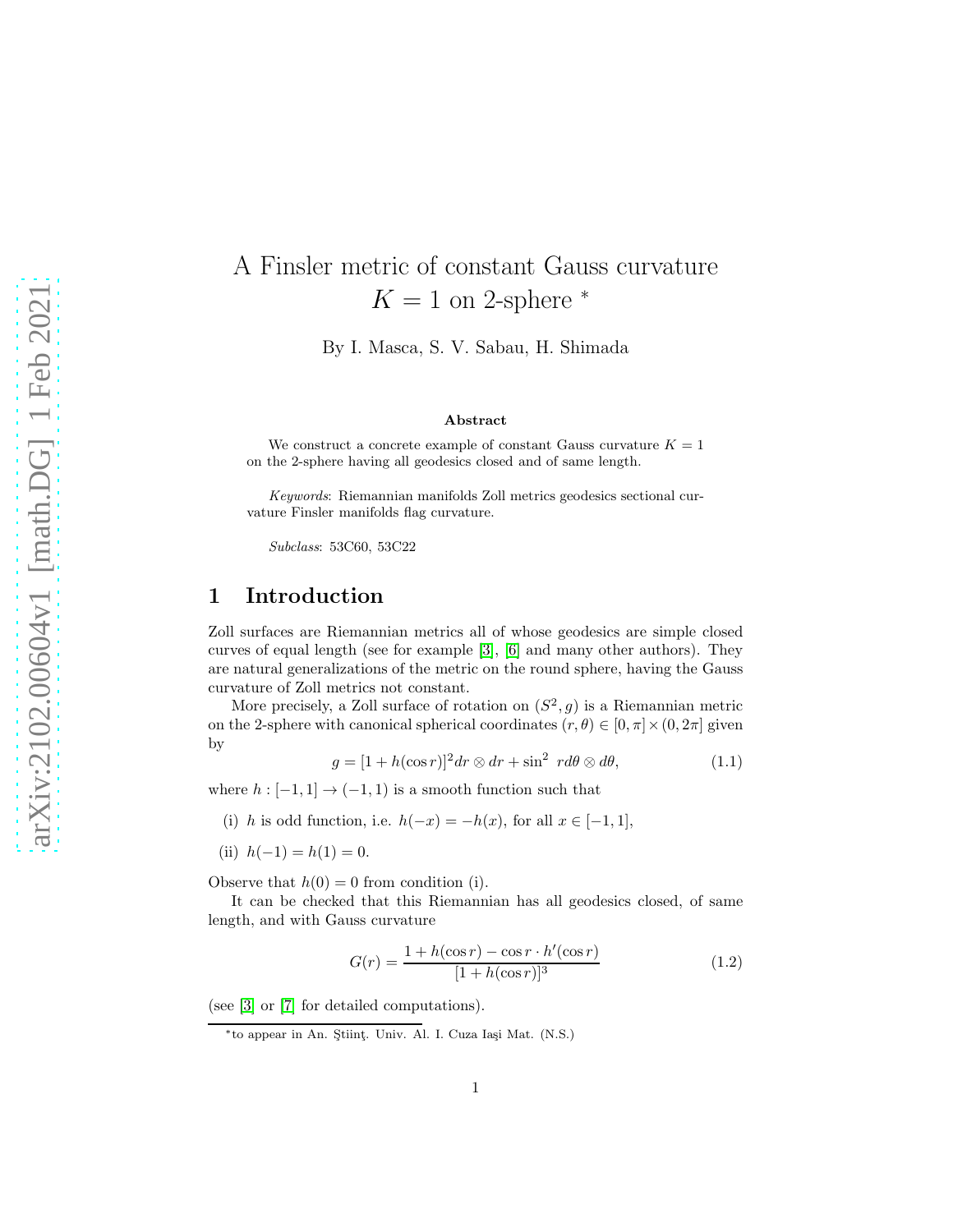# A Finsler metric of constant Gauss curvature $K = 1$ on 2-sphere *

By I. Masca, S. V. Sabau, H. Shimada

### Abstract

We construct a concrete example of constant Gauss curvature $K = 1$ on the 2-sphere having all geodesics closed and of same length.

*Keywords*: Riemannian manifolds Zoll metrics geodesics sectional curvature Finsler manifolds flag curvature.

*Subclass*: 53C60, 53C22

## 1 Introduction

Zoll surfaces are Riemannian metrics all of whose geodesics are simple closed curves of equal length (see for example [3], [6] and many other authors). They are natural generalizations of the metric on the round sphere, having the Gauss curvature of Zoll metrics not constant.

More precisely, a Zoll surface of rotation on $(S^2, g)$ is a Riemannian metric on the 2-sphere with canonical spherical coordinates $(r, \theta) \in [0, \pi] \times (0, 2\pi]$ given by

$$g = [1 + h(\cos r)]^2 dr \otimes dr + \sin^2 \ r d\theta \otimes d\theta, \tag{1.1}$$

where $h : [-1, 1] \to (-1, 1)$ is a smooth function such that

(i) $h$ is odd function, i.e. $h(-x) = -h(x)$, for all $x \in [-1, 1]$,

(ii) $h(-1) = h(1) = 0$.

Observe that $h(0) = 0$ from condition (i).

It can be checked that this Riemannian has all geodesics closed, of same length, and with Gauss curvature

$$G(r) = \frac{1 + h(\cos r) - \cos r \cdot h'(\cos r)}{[1 + h(\cos r)]^3} \tag{1.2}$$

(see [3] or [7] for detailed computations).

*to appear in An. Ştiinţ. Univ. Al. I. Cuza Iaşi Mat. (N.S.)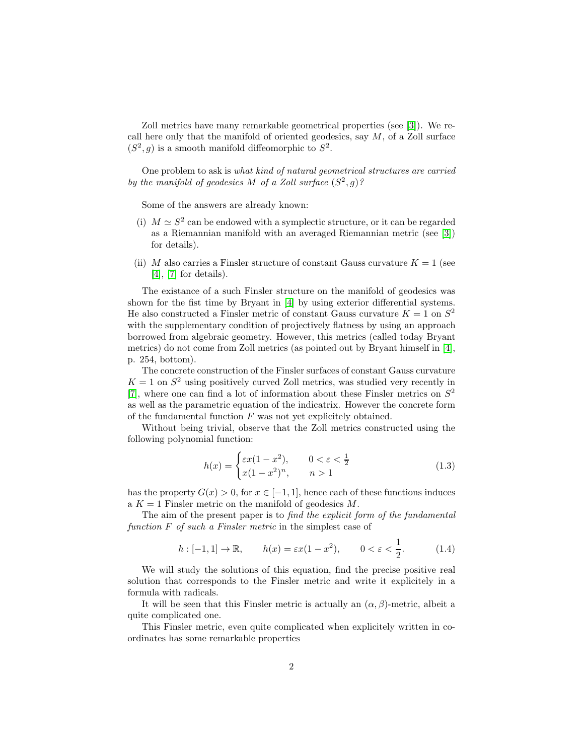Zoll metrics have many remarkable geometrical properties (see [3]). We recall here only that the manifold of oriented geodesics, say $M$, of a Zoll surface $(S^2, g)$ is a smooth manifold diffeomorphic to $S^2$.

One problem to ask is *what kind of natural geometrical structures are carried by the manifold of geodesics $M$ of a Zoll surface $(S^2, g)$?*

Some of the answers are already known:

(i) $M \simeq S^2$ can be endowed with a symplectic structure, or it can be regarded as a Riemannian manifold with an averaged Riemannian metric (see [3]) for details).

(ii) $M$ also carries a Finsler structure of constant Gauss curvature $K = 1$ (see [4], [7] for details).

The existance of a such Finsler structure on the manifold of geodesics was shown for the fist time by Bryant in [4] by using exterior differential systems. He also constructed a Finsler metric of constant Gauss curvature $K = 1$ on $S^2$ with the supplementary condition of projectively flatness by using an approach borrowed from algebraic geometry. However, this metrics (called today Bryant metrics) do not come from Zoll metrics (as pointed out by Bryant himself in [4], p. 254, bottom).

The concrete construction of the Finsler surfaces of constant Gauss curvature $K = 1$ on $S^2$ using positively curved Zoll metrics, was studied very recently in [7], where one can find a lot of information about these Finsler metrics on $S^2$ as well as the parametric equation of the indicatrix. However the concrete form of the fundamental function $F$ was not yet explicitely obtained.

Without being trivial, observe that the Zoll metrics constructed using the following polynomial function:

$$h(x) = \begin{cases} \varepsilon x(1 - x^2), & 0 < \varepsilon < \frac{1}{2} \\ x(1 - x^2)^n, & n > 1 \end{cases} \tag{1.3}$$

has the property $G(x) > 0$, for $x \in [-1, 1]$, hence each of these functions induces a $K = 1$ Finsler metric on the manifold of geodesics $M$.

The aim of the present paper is to *find the explicit form of the fundamental function $F$ of such a Finsler metric* in the simplest case of

$$h : [-1, 1] \to \mathbb{R}, \qquad h(x) = \varepsilon x(1 - x^2), \qquad 0 < \varepsilon < \frac{1}{2}. \tag{1.4}$$

We will study the solutions of this equation, find the precise positive real solution that corresponds to the Finsler metric and write it explicitely in a formula with radicals.

It will be seen that this Finsler metric is actually an $(\alpha, \beta)$-metric, albeit a quite complicated one.

This Finsler metric, even quite complicated when explicitely written in coordinates has some remarkable properties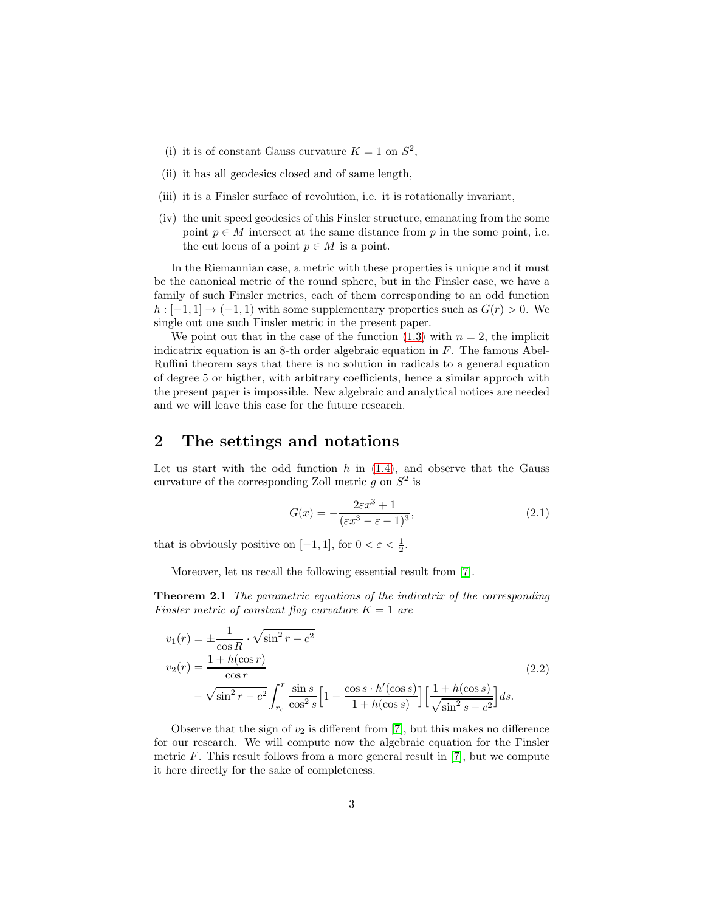(i) it is of constant Gauss curvature $K = 1$ on $S^2$,

(ii) it has all geodesics closed and of same length,

(iii) it is a Finsler surface of revolution, i.e. it is rotationally invariant,

(iv) the unit speed geodesics of this Finsler structure, emanating from the some point $p \in M$ intersect at the same distance from $p$ in the some point, i.e. the cut locus of a point $p \in M$ is a point.

In the Riemannian case, a metric with these properties is unique and it must be the canonical metric of the round sphere, but in the Finsler case, we have a family of such Finsler metrics, each of them corresponding to an odd function $h : [-1, 1] \to (-1, 1)$ with some supplementary properties such as $G(r) > 0$. We single out one such Finsler metric in the present paper.

We point out that in the case of the function (1.3) with $n = 2$, the implicit indicatrix equation is an 8-th order algebraic equation in $F$. The famous Abel-Ruffini theorem says that there is no solution in radicals to a general equation of degree 5 or higther, with arbitrary coefficients, hence a similar approch with the present paper is impossible. New algebraic and analytical notices are needed and we will leave this case for the future research.

## 2 The settings and notations

Let us start with the odd function $h$ in (1.4), and observe that the Gauss curvature of the corresponding Zoll metric $g$ on $S^2$ is

$$G(x) = -\frac{2\varepsilon x^3 + 1}{(\varepsilon x^3 - \varepsilon - 1)^3}, \tag{2.1}$$

that is obviously positive on $[-1, 1]$, for $0 < \varepsilon < \frac{1}{2}$.

Moreover, let us recall the following essential result from [7].

**Theorem 2.1** *The parametric equations of the indicatrix of the corresponding Finsler metric of constant flag curvature $K = 1$ are*

$$\begin{aligned}
v_1(r) &= \pm \frac{1}{\cos R} \cdot \sqrt{\sin^2 r - c^2} \\
v_2(r) &= \frac{1 + h(\cos r)}{\cos r} \\
&\quad - \sqrt{\sin^2 r - c^2} \int_{r_c}^{r} \frac{\sin s}{\cos^2 s} \Big[ 1 - \frac{\cos s \cdot h'(\cos s)}{1 + h(\cos s)} \Big] \Big[ \frac{1 + h(\cos s)}{\sqrt{\sin^2 s - c^2}} \Big] ds.
\end{aligned} \tag{2.2}$$

Observe that the sign of $v_2$ is different from [7], but this makes no difference for our research. We will compute now the algebraic equation for the Finsler metric $F$. This result follows from a more general result in [7], but we compute it here directly for the sake of completeness.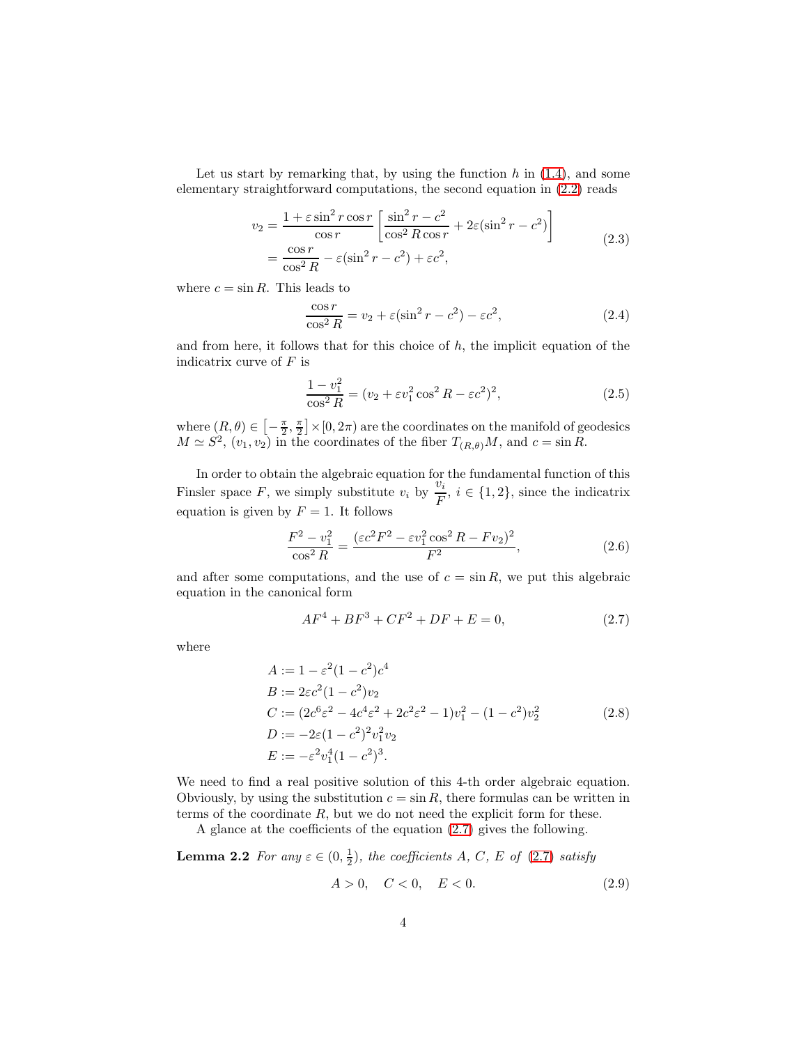Let us start by remarking that, by using the function $h$ in (1.4), and some elementary straightforward computations, the second equation in (2.2) reads

$$
\begin{aligned}
v_2 &= \frac{1+\varepsilon \sin^2 r \cos r}{\cos r}\left[\frac{\sin^2 r - c^2}{\cos^2 R \cos r} + 2\varepsilon(\sin^2 r - c^2)\right] \\
&= \frac{\cos r}{\cos^2 R} - \varepsilon(\sin^2 r - c^2) + \varepsilon c^2,
\end{aligned}
\tag{2.3}
$$

where $c = \sin R$. This leads to

$$
\frac{\cos r}{\cos^2 R} = v_2 + \varepsilon(\sin^2 r - c^2) - \varepsilon c^2, \tag{2.4}
$$

and from here, it follows that for this choice of $h$, the implicit equation of the indicatrix curve of $F$ is

$$
\frac{1-v_1^2}{\cos^2 R} = (v_2 + \varepsilon v_1^2 \cos^2 R - \varepsilon c^2)^2, \tag{2.5}
$$

where $(R,\theta) \in \left[-\frac{\pi}{2}, \frac{\pi}{2}\right] \times [0, 2\pi)$ are the coordinates on the manifold of geodesics $M \simeq S^2$, $(v_1, v_2)$ in the coordinates of the fiber $T_{(R,\theta)}M$, and $c = \sin R$.

In order to obtain the algebraic equation for the fundamental function of this Finsler space $F$, we simply substitute $v_i$ by $\dfrac{v_i}{F}$, $i \in \{1, 2\}$, since the indicatrix equation is given by $F = 1$. It follows

$$
\frac{F^2 - v_1^2}{\cos^2 R} = \frac{(\varepsilon c^2 F^2 - \varepsilon v_1^2 \cos^2 R - F v_2)^2}{F^2}, \tag{2.6}
$$

and after some computations, and the use of $c = \sin R$, we put this algebraic equation in the canonical form

$$
AF^4 + BF^3 + CF^2 + DF + E = 0, \tag{2.7}
$$

where

$$
\begin{aligned}
A &:= 1 - \varepsilon^2(1-c^2)c^4 \\
B &:= 2\varepsilon c^2(1-c^2)v_2 \\
C &:= (2c^6\varepsilon^2 - 4c^4\varepsilon^2 + 2c^2\varepsilon^2 - 1)v_1^2 - (1-c^2)v_2^2 \\
D &:= -2\varepsilon(1-c^2)^2 v_1^2 v_2 \\
E &:= -\varepsilon^2 v_1^4 (1-c^2)^3.
\end{aligned}
\tag{2.8}
$$

We need to find a real positive solution of this 4-th order algebraic equation. Obviously, by using the substitution $c = \sin R$, there formulas can be written in terms of the coordinate $R$, but we do not need the explicit form for these.

A glance at the coefficients of the equation (2.7) gives the following.

**Lemma 2.2** *For any $\varepsilon \in (0, \frac{1}{2})$, the coefficients $A$, $C$, $E$ of (2.7) satisfy*

$$
A > 0, \quad C < 0, \quad E < 0. \tag{2.9}
$$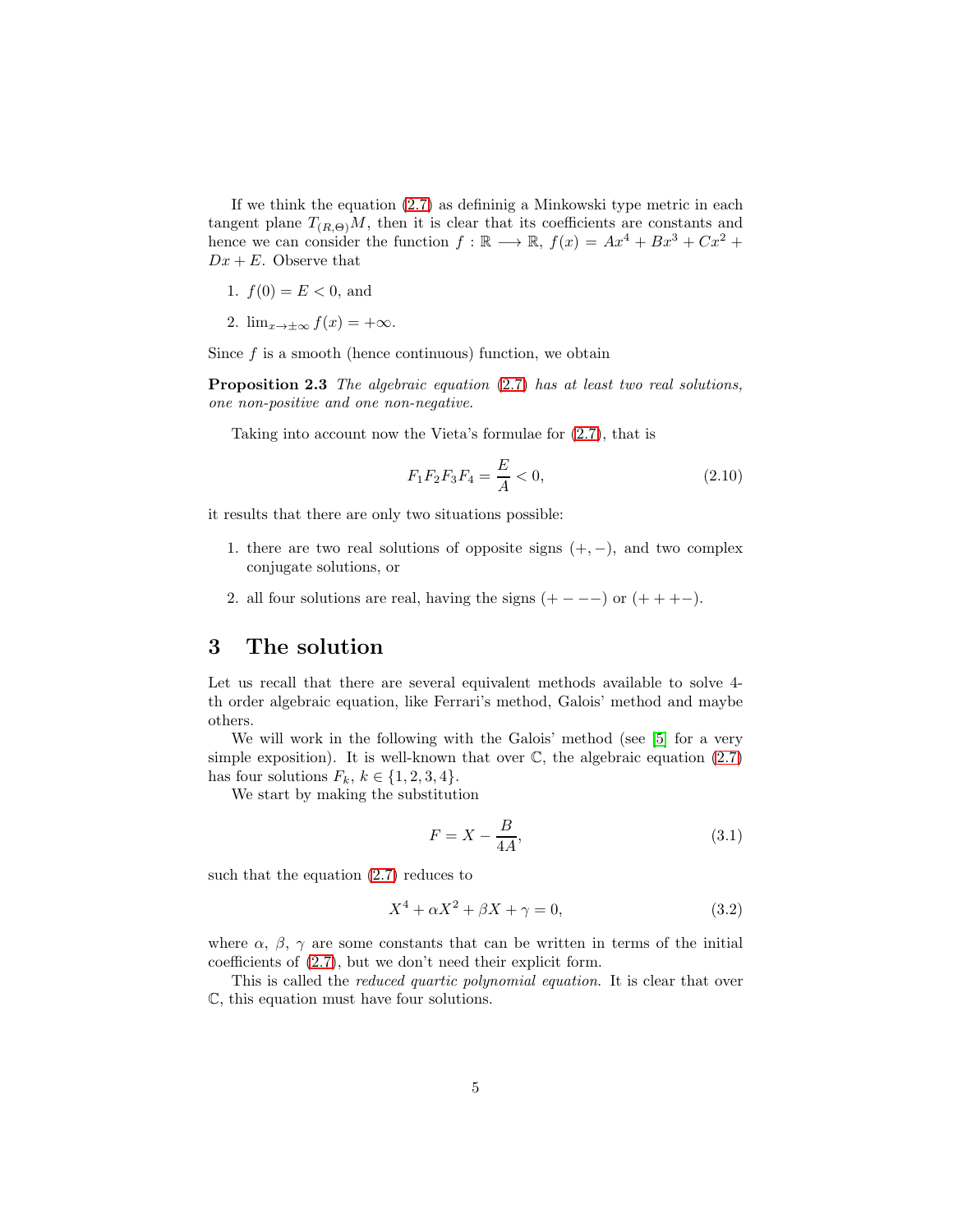If we think the equation (2.7) as defininig a Minkowski type metric in each tangent plane $T_{(R,\Theta)}M$, then it is clear that its coefficients are constants and hence we can consider the function $f : \mathbb{R} \longrightarrow \mathbb{R}$, $f(x) = Ax^4 + Bx^3 + Cx^2 + Dx + E$. Observe that

1. $f(0) = E < 0$, and
2. $\lim_{x\to\pm\infty} f(x) = +\infty$.

Since $f$ is a smooth (hence continuous) function, we obtain

**Proposition 2.3** *The algebraic equation (2.7) has at least two real solutions, one non-positive and one non-negative.*

Taking into account now the Vieta's formulae for (2.7), that is

$$F_1F_2F_3F_4 = \frac{E}{A} < 0, \tag{2.10}$$

it results that there are only two situations possible:

1. there are two real solutions of opposite signs $(+,-)$, and two complex conjugate solutions, or
2. all four solutions are real, having the signs $(+---)$ or $(+++-)$.

# 3 The solution

Let us recall that there are several equivalent methods available to solve 4-th order algebraic equation, like Ferrari's method, Galois' method and maybe others.

We will work in the following with the Galois' method (see [5] for a very simple exposition). It is well-known that over $\mathbb{C}$, the algebraic equation (2.7) has four solutions $F_k$, $k \in \{1, 2, 3, 4\}$.

We start by making the substitution

$$F = X - \frac{B}{4A}, \tag{3.1}$$

such that the equation (2.7) reduces to

$$X^4 + \alpha X^2 + \beta X + \gamma = 0, \tag{3.2}$$

where $\alpha$, $\beta$, $\gamma$ are some constants that can be written in terms of the initial coefficients of (2.7), but we don't need their explicit form.

This is called the *reduced quartic polynomial equation*. It is clear that over $\mathbb{C}$, this equation must have four solutions.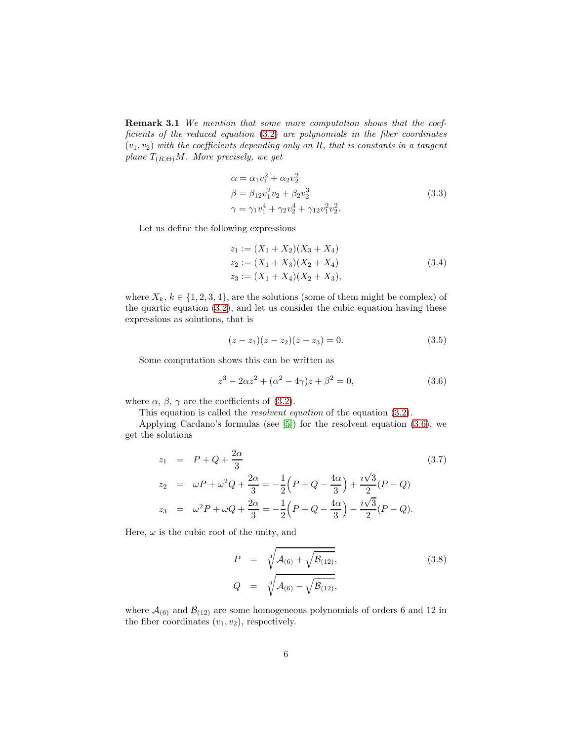**Remark 3.1** *We mention that some more computation shows that the coefficients of the reduced equation (3.2) are polynomials in the fiber coordinates $(v_1, v_2)$ with the coefficients depending only on R, that is constants in a tangent plane $T_{(R,\Theta)}M$. More precisely, we get*

$$
\begin{aligned}
\alpha &= \alpha_1 v_1^2 + \alpha_2 v_2^2 \\
\beta &= \beta_{12} v_1^2 v_2 + \beta_2 v_2^3 \\
\gamma &= \gamma_1 v_1^4 + \gamma_2 v_2^4 + \gamma_{12} v_1^2 v_2^2.
\end{aligned}
\tag{3.3}
$$

Let us define the following expressions

$$
\begin{aligned}
z_1 &:= (X_1 + X_2)(X_3 + X_4) \\
z_2 &:= (X_1 + X_3)(X_2 + X_4) \\
z_3 &:= (X_1 + X_4)(X_2 + X_3),
\end{aligned}
\tag{3.4}
$$

where $X_k$, $k \in \{1, 2, 3, 4\}$, are the solutions (some of them might be complex) of the quartic equation (3.2), and let us consider the cubic equation having these expressions as solutions, that is

$$
(z - z_1)(z - z_2)(z - z_3) = 0. \tag{3.5}
$$

Some computation shows this can be written as

$$
z^3 - 2\alpha z^2 + (\alpha^2 - 4\gamma)z + \beta^2 = 0, \tag{3.6}
$$

where $\alpha$, $\beta$, $\gamma$ are the coefficients of (3.2).

This equation is called the *resolvent equation* of the equation (3.2).

Applying Cardano's formulas (see [5]) for the resolvent equation (3.6), we get the solutions

$$
\begin{aligned}
z_1 &= P + Q + \frac{2\alpha}{3} \\
z_2 &= \omega P + \omega^2 Q + \frac{2\alpha}{3} = -\frac{1}{2}\Big(P + Q - \frac{4\alpha}{3}\Big) + \frac{i\sqrt{3}}{2}(P - Q) \\
z_3 &= \omega^2 P + \omega Q + \frac{2\alpha}{3} = -\frac{1}{2}\Big(P + Q - \frac{4\alpha}{3}\Big) - \frac{i\sqrt{3}}{2}(P - Q).
\end{aligned}
\tag{3.7}
$$

Here, $\omega$ is the cubic root of the unity, and

$$
\begin{aligned}
P &= \sqrt[3]{\mathcal{A}_{(6)} + \sqrt{\mathcal{B}_{(12)}}}, \\
Q &= \sqrt[3]{\mathcal{A}_{(6)} - \sqrt{\mathcal{B}_{(12)}}},
\end{aligned}
\tag{3.8}
$$

where $\mathcal{A}_{(6)}$ and $\mathcal{B}_{(12)}$ are some homogeneous polynomials of orders 6 and 12 in the fiber coordinates $(v_1, v_2)$, respectively.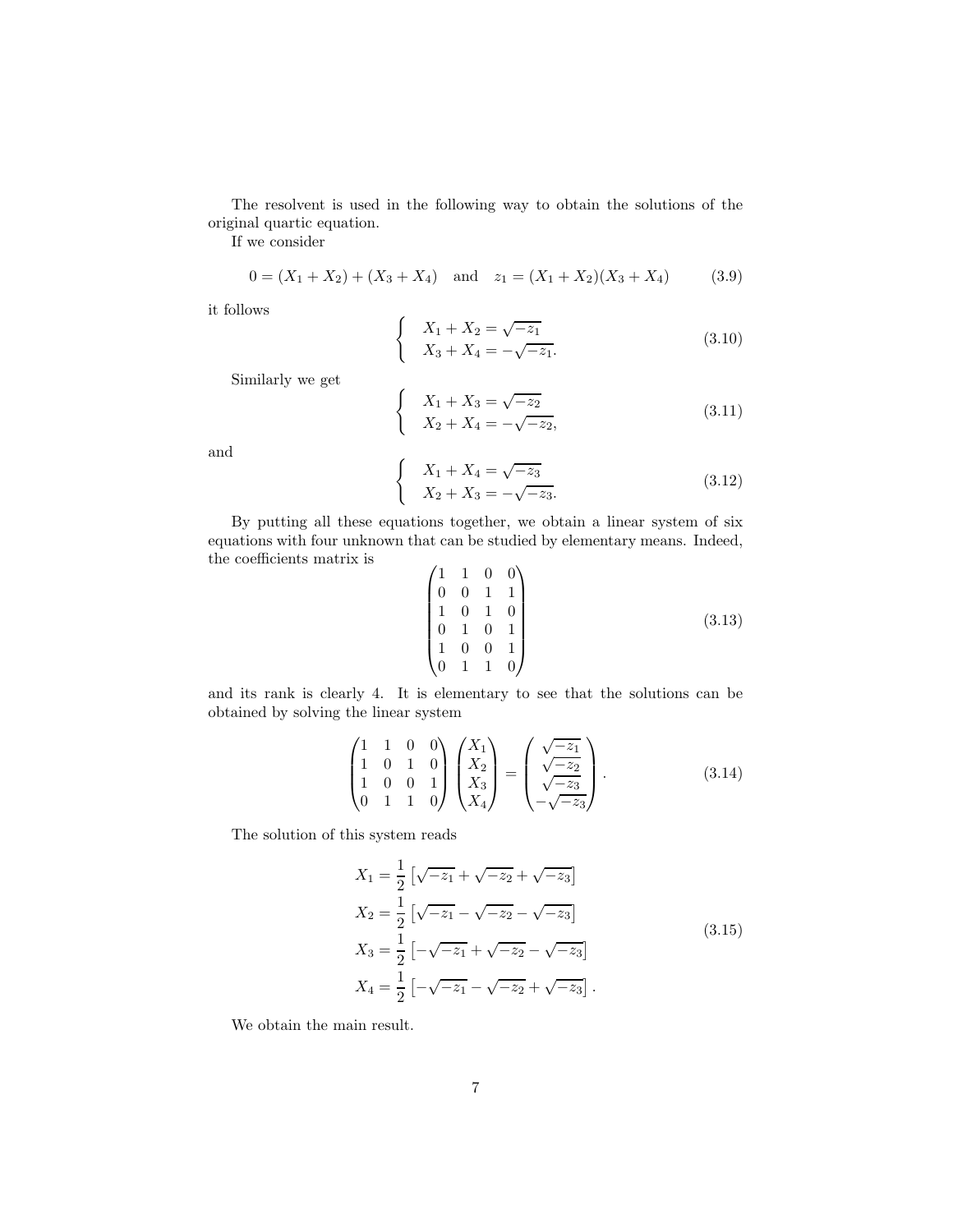The resolvent is used in the following way to obtain the solutions of the original quartic equation.

If we consider

$$
0 = (X_1 + X_2) + (X_3 + X_4) \quad \text{and} \quad z_1 = (X_1 + X_2)(X_3 + X_4) \tag{3.9}
$$

it follows

$$
\begin{cases} X_1 + X_2 = \sqrt{-z_1} \\ X_3 + X_4 = -\sqrt{-z_1}. \end{cases} \tag{3.10}
$$

Similarly we get

$$
\begin{cases} X_1 + X_3 = \sqrt{-z_2} \\ X_2 + X_4 = -\sqrt{-z_2}, \end{cases} \tag{3.11}
$$

and

$$
\begin{cases} X_1 + X_4 = \sqrt{-z_3} \\ X_2 + X_3 = -\sqrt{-z_3}. \end{cases} \tag{3.12}
$$

By putting all these equations together, we obtain a linear system of six equations with four unknown that can be studied by elementary means. Indeed, the coefficients matrix is

$$
\begin{pmatrix} 1 & 1 & 0 & 0 \\ 0 & 0 & 1 & 1 \\ 1 & 0 & 1 & 0 \\ 0 & 1 & 0 & 1 \\ 1 & 0 & 0 & 1 \\ 0 & 1 & 1 & 0 \end{pmatrix} \tag{3.13}
$$

and its rank is clearly 4. It is elementary to see that the solutions can be obtained by solving the linear system

$$
\begin{pmatrix} 1 & 1 & 0 & 0 \\ 1 & 0 & 1 & 0 \\ 1 & 0 & 0 & 1 \\ 0 & 1 & 1 & 0 \end{pmatrix} \begin{pmatrix} X_1 \\ X_2 \\ X_3 \\ X_4 \end{pmatrix} = \begin{pmatrix} \sqrt{-z_1} \\ \sqrt{-z_2} \\ \sqrt{-z_3} \\ -\sqrt{-z_3} \end{pmatrix}. \tag{3.14}
$$

The solution of this system reads

$$
\begin{aligned}
X_1 &= \frac{1}{2}\left[\sqrt{-z_1} + \sqrt{-z_2} + \sqrt{-z_3}\right] \\
X_2 &= \frac{1}{2}\left[\sqrt{-z_1} - \sqrt{-z_2} - \sqrt{-z_3}\right] \\
X_3 &= \frac{1}{2}\left[-\sqrt{-z_1} + \sqrt{-z_2} - \sqrt{-z_3}\right] \\
X_4 &= \frac{1}{2}\left[-\sqrt{-z_1} - \sqrt{-z_2} + \sqrt{-z_3}\right].
\end{aligned} \tag{3.15}
$$

We obtain the main result.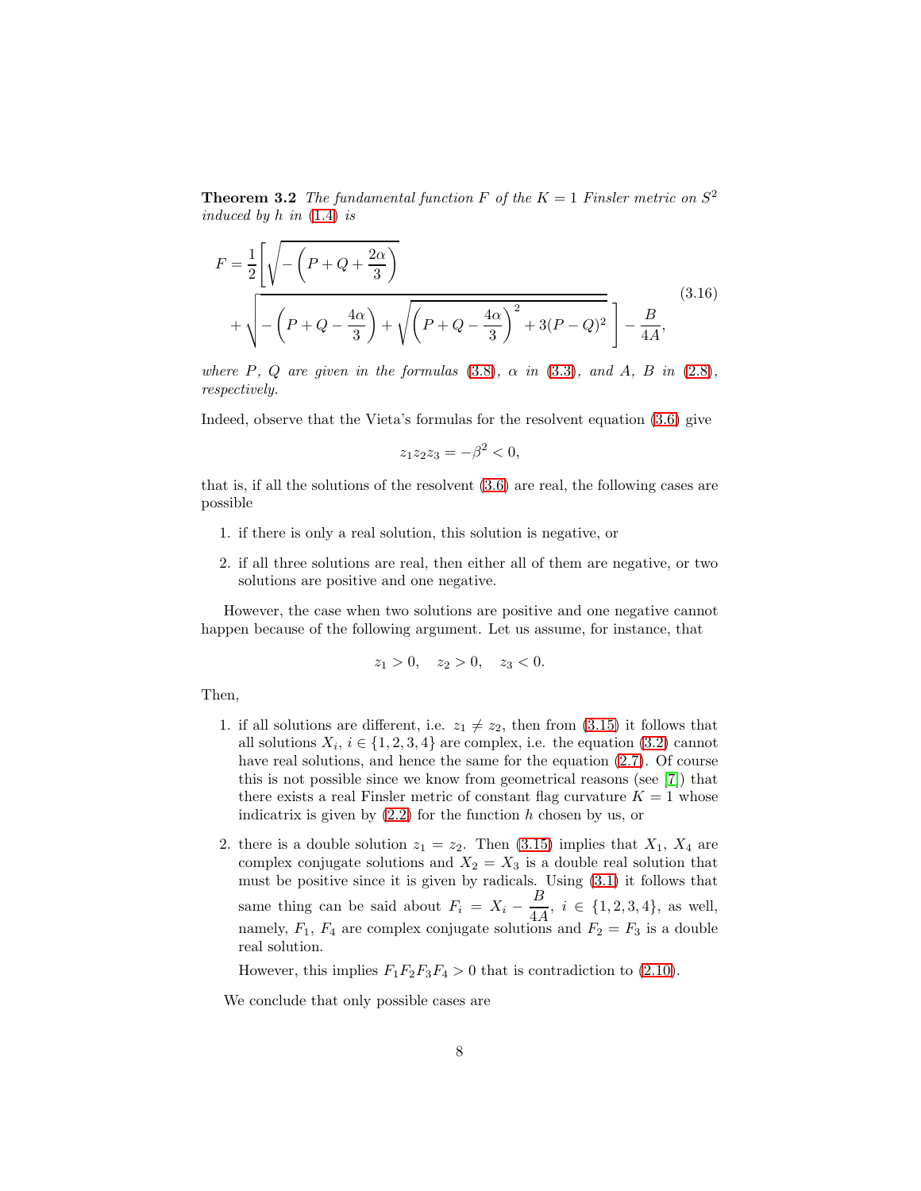**Theorem 3.2** *The fundamental function $F$ of the $K = 1$ Finsler metric on $S^2$ induced by $h$ in (1.4) is*

$$F = \frac{1}{2}\left[\sqrt{-\left(P+Q+\frac{2\alpha}{3}\right)} + \sqrt{-\left(P+Q-\frac{4\alpha}{3}\right)+\sqrt{\left(P+Q-\frac{4\alpha}{3}\right)^2+3(P-Q)^2}}\,\right]-\frac{B}{4A}, \tag{3.16}$$

*where $P$, $Q$ are given in the formulas (3.8), $\alpha$ in (3.3), and $A$, $B$ in (2.8), respectively.*

Indeed, observe that the Vieta's formulas for the resolvent equation (3.6) give

$$z_1 z_2 z_3 = -\beta^2 < 0,$$

that is, if all the solutions of the resolvent (3.6) are real, the following cases are possible

1. if there is only a real solution, this solution is negative, or
2. if all three solutions are real, then either all of them are negative, or two solutions are positive and one negative.

However, the case when two solutions are positive and one negative cannot happen because of the following argument. Let us assume, for instance, that

$$z_1 > 0, \quad z_2 > 0, \quad z_3 < 0.$$

Then,

1. if all solutions are different, i.e. $z_1 \neq z_2$, then from (3.15) it follows that all solutions $X_i$, $i \in \{1, 2, 3, 4\}$ are complex, i.e. the equation (3.2) cannot have real solutions, and hence the same for the equation (2.7). Of course this is not possible since we know from geometrical reasons (see [7]) that there exists a real Finsler metric of constant flag curvature $K = 1$ whose indicatrix is given by (2.2) for the function $h$ chosen by us, or
2. there is a double solution $z_1 = z_2$. Then (3.15) implies that $X_1$, $X_4$ are complex conjugate solutions and $X_2 = X_3$ is a double real solution that must be positive since it is given by radicals. Using (3.1) it follows that same thing can be said about $F_i = X_i - \dfrac{B}{4A}$, $i \in \{1, 2, 3, 4\}$, as well, namely, $F_1$, $F_4$ are complex conjugate solutions and $F_2 = F_3$ is a double real solution.

   However, this implies $F_1F_2F_3F_4 > 0$ that is contradiction to (2.10).

We conclude that only possible cases are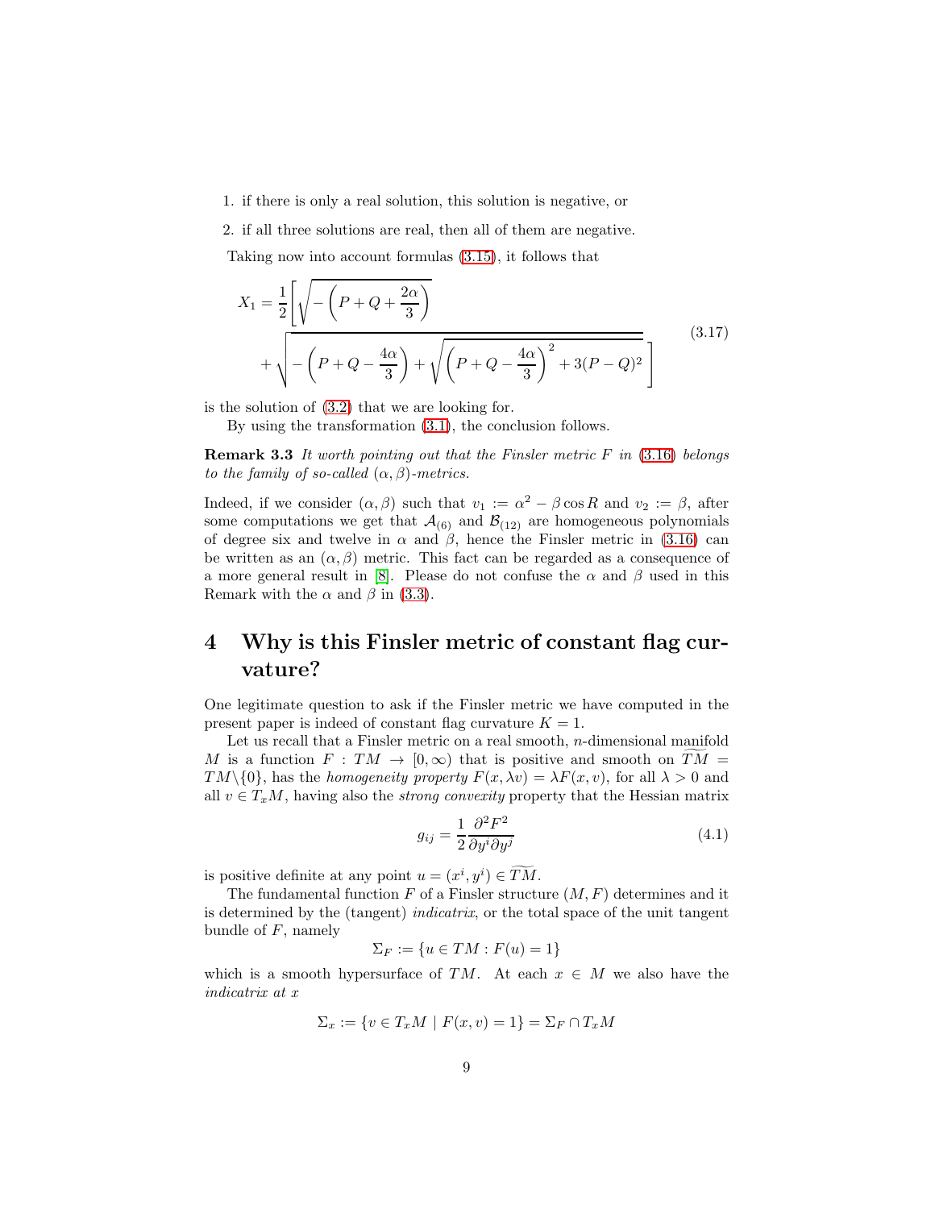1. if there is only a real solution, this solution is negative, or
2. if all three solutions are real, then all of them are negative.

Taking now into account formulas (3.15), it follows that

$$
\begin{aligned}
X_1 = \frac{1}{2}\Bigg[ & \sqrt{-\left(P+Q+\frac{2\alpha}{3}\right)} \\
& + \sqrt{-\left(P+Q-\frac{4\alpha}{3}\right)+\sqrt{\left(P+Q-\frac{4\alpha}{3}\right)^2+3(P-Q)^2}}\,\Bigg]
\end{aligned}
\tag{3.17}
$$

is the solution of (3.2) that we are looking for.

By using the transformation (3.1), the conclusion follows.

**Remark 3.3** *It worth pointing out that the Finsler metric $F$ in (3.16) belongs to the family of so-called $(\alpha, \beta)$-metrics.*

Indeed, if we consider $(\alpha, \beta)$ such that $v_1 := \alpha^2 - \beta \cos R$ and $v_2 := \beta$, after some computations we get that $\mathcal{A}_{(6)}$ and $\mathcal{B}_{(12)}$ are homogeneous polynomials of degree six and twelve in $\alpha$ and $\beta$, hence the Finsler metric in (3.16) can be written as an $(\alpha, \beta)$ metric. This fact can be regarded as a consequence of a more general result in [8]. Please do not confuse the $\alpha$ and $\beta$ used in this Remark with the $\alpha$ and $\beta$ in (3.3).

# 4 Why is this Finsler metric of constant flag curvature?

One legitimate question to ask if the Finsler metric we have computed in the present paper is indeed of constant flag curvature $K = 1$.

Let us recall that a Finsler metric on a real smooth, $n$-dimensional manifold $M$ is a function $F : TM \to [0, \infty)$ that is positive and smooth on $\widetilde{TM} = TM \backslash \{0\}$, has the *homogeneity property* $F(x, \lambda v) = \lambda F(x, v)$, for all $\lambda > 0$ and all $v \in T_xM$, having also the *strong convexity* property that the Hessian matrix

$$
g_{ij} = \frac{1}{2}\frac{\partial^2 F^2}{\partial y^i \partial y^j}
\tag{4.1}
$$

is positive definite at any point $u = (x^i, y^i) \in \widetilde{TM}$.

The fundamental function $F$ of a Finsler structure $(M, F)$ determines and it is determined by the (tangent) *indicatrix*, or the total space of the unit tangent bundle of $F$, namely

$$
\Sigma_F := \{u \in TM : F(u) = 1\}
$$

which is a smooth hypersurface of $TM$. At each $x \in M$ we also have the *indicatrix at $x$*

$$
\Sigma_x := \{v \in T_xM \mid F(x, v) = 1\} = \Sigma_F \cap T_xM
$$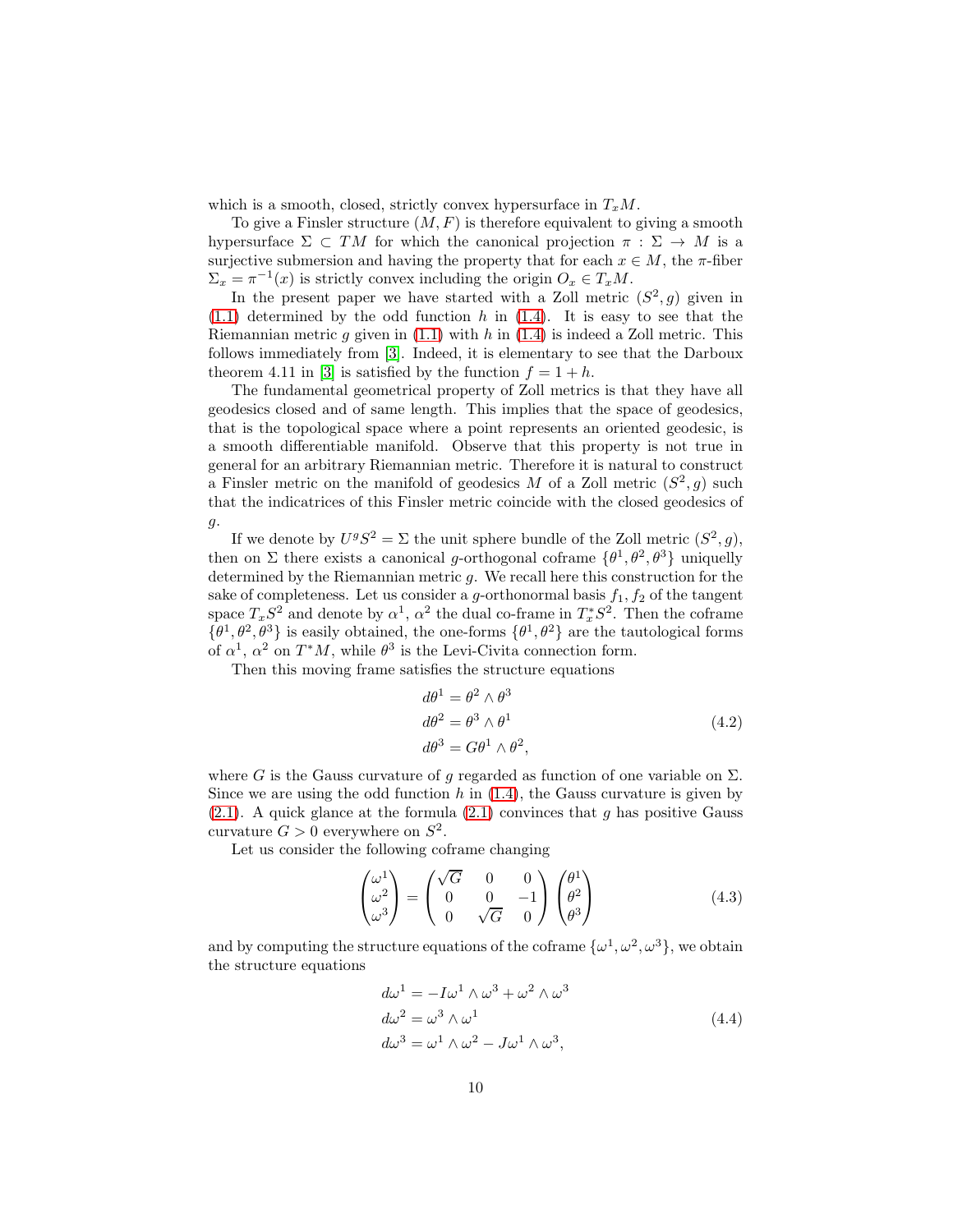which is a smooth, closed, strictly convex hypersurface in $T_xM$.

To give a Finsler structure $(M, F)$ is therefore equivalent to giving a smooth hypersurface $\Sigma \subset TM$ for which the canonical projection $\pi : \Sigma \to M$ is a surjective submersion and having the property that for each $x \in M$, the $\pi$-fiber $\Sigma_x = \pi^{-1}(x)$ is strictly convex including the origin $O_x \in T_xM$.

In the present paper we have started with a Zoll metric $(S^2, g)$ given in (1.1) determined by the odd function $h$ in (1.4). It is easy to see that the Riemannian metric $g$ given in (1.1) with $h$ in (1.4) is indeed a Zoll metric. This follows immediately from [3]. Indeed, it is elementary to see that the Darboux theorem 4.11 in [3] is satisfied by the function $f = 1 + h$.

The fundamental geometrical property of Zoll metrics is that they have all geodesics closed and of same length. This implies that the space of geodesics, that is the topological space where a point represents an oriented geodesic, is a smooth differentiable manifold. Observe that this property is not true in general for an arbitrary Riemannian metric. Therefore it is natural to construct a Finsler metric on the manifold of geodesics $M$ of a Zoll metric $(S^2, g)$ such that the indicatrices of this Finsler metric coincide with the closed geodesics of $g$.

If we denote by $U^gS^2 = \Sigma$ the unit sphere bundle of the Zoll metric $(S^2, g)$, then on $\Sigma$ there exists a canonical $g$-orthogonal coframe $\{\theta^1, \theta^2, \theta^3\}$ uniquely determined by the Riemannian metric $g$. We recall here this construction for the sake of completeness. Let us consider a $g$-orthonormal basis $f_1, f_2$ of the tangent space $T_xS^2$ and denote by $\alpha^1$, $\alpha^2$ the dual co-frame in $T_x^*S^2$. Then the coframe $\{\theta^1, \theta^2, \theta^3\}$ is easily obtained, the one-forms $\{\theta^1, \theta^2\}$ are the tautological forms of $\alpha^1$, $\alpha^2$ on $T^*M$, while $\theta^3$ is the Levi-Civita connection form.

Then this moving frame satisfies the structure equations

$$
\begin{aligned}
d\theta^1 &= \theta^2 \wedge \theta^3 \\
d\theta^2 &= \theta^3 \wedge \theta^1 \\
d\theta^3 &= G\theta^1 \wedge \theta^2,
\end{aligned}
\tag{4.2}
$$

where $G$ is the Gauss curvature of $g$ regarded as function of one variable on $\Sigma$. Since we are using the odd function $h$ in (1.4), the Gauss curvature is given by (2.1). A quick glance at the formula (2.1) convinces that $g$ has positive Gauss curvature $G > 0$ everywhere on $S^2$.

Let us consider the following coframe changing

$$
\begin{pmatrix} \omega^1 \\ \omega^2 \\ \omega^3 \end{pmatrix} = \begin{pmatrix} \sqrt{G} & 0 & 0 \\ 0 & 0 & -1 \\ 0 & \sqrt{G} & 0 \end{pmatrix} \begin{pmatrix} \theta^1 \\ \theta^2 \\ \theta^3 \end{pmatrix}
\tag{4.3}
$$

and by computing the structure equations of the coframe $\{\omega^1, \omega^2, \omega^3\}$, we obtain the structure equations

$$
\begin{aligned}
d\omega^1 &= -I\omega^1 \wedge \omega^3 + \omega^2 \wedge \omega^3 \\
d\omega^2 &= \omega^3 \wedge \omega^1 \\
d\omega^3 &= \omega^1 \wedge \omega^2 - J\omega^1 \wedge \omega^3,
\end{aligned}
\tag{4.4}
$$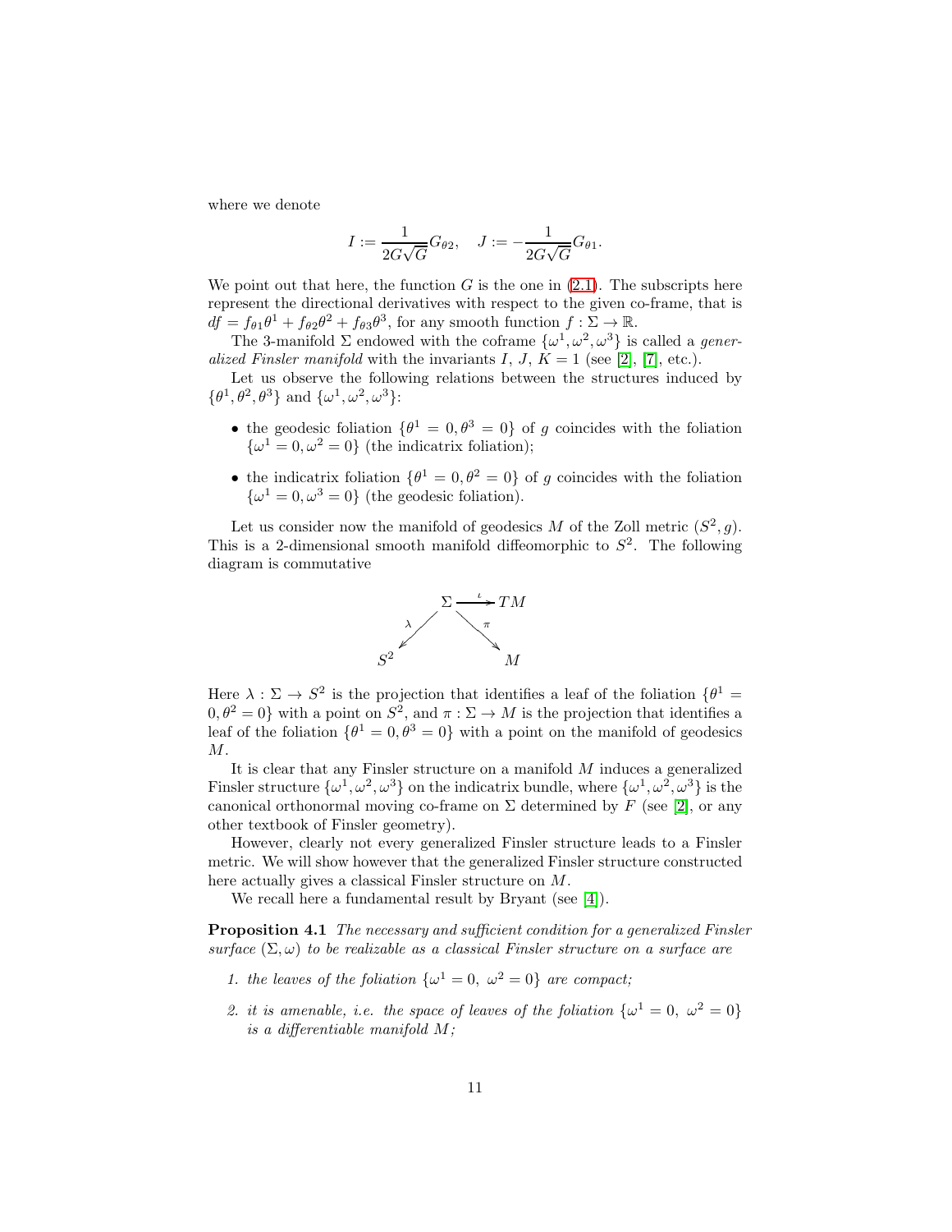where we denote

$$I := \frac{1}{2G\sqrt{G}}G_{\theta 2}, \quad J := -\frac{1}{2G\sqrt{G}}G_{\theta 1}.$$

We point out that here, the function $G$ is the one in (2.1). The subscripts here represent the directional derivatives with respect to the given co-frame, that is $df = f_{\theta 1}\theta^1 + f_{\theta 2}\theta^2 + f_{\theta 3}\theta^3$, for any smooth function $f : \Sigma \to \mathbb{R}$.

The 3-manifold $\Sigma$ endowed with the coframe $\{\omega^1, \omega^2, \omega^3\}$ is called a *generalized Finsler manifold* with the invariants $I$, $J$, $K = 1$ (see [2], [7], etc.).

Let us observe the following relations between the structures induced by $\{\theta^1, \theta^2, \theta^3\}$ and $\{\omega^1, \omega^2, \omega^3\}$:

- the geodesic foliation $\{\theta^1 = 0, \theta^3 = 0\}$ of $g$ coincides with the foliation $\{\omega^1 = 0, \omega^2 = 0\}$ (the indicatrix foliation);
- the indicatrix foliation $\{\theta^1 = 0, \theta^2 = 0\}$ of $g$ coincides with the foliation $\{\omega^1 = 0, \omega^3 = 0\}$ (the geodesic foliation).

Let us consider now the manifold of geodesics $M$ of the Zoll metric $(S^2, g)$. This is a 2-dimensional smooth manifold diffeomorphic to $S^2$. The following diagram is commutative

$$\begin{array}{ccc} & \Sigma \xrightarrow{\iota} TM & \\ \swarrow^{\lambda} & & \searrow^{\pi} \\ S^2 & & M \end{array}$$

Here $\lambda : \Sigma \to S^2$ is the projection that identifies a leaf of the foliation $\{\theta^1 = 0, \theta^2 = 0\}$ with a point on $S^2$, and $\pi : \Sigma \to M$ is the projection that identifies a leaf of the foliation $\{\theta^1 = 0, \theta^3 = 0\}$ with a point on the manifold of geodesics $M$.

It is clear that any Finsler structure on a manifold $M$ induces a generalized Finsler structure $\{\omega^1, \omega^2, \omega^3\}$ on the indicatrix bundle, where $\{\omega^1, \omega^2, \omega^3\}$ is the canonical orthonormal moving co-frame on $\Sigma$ determined by $F$ (see [2], or any other textbook of Finsler geometry).

However, clearly not every generalized Finsler structure leads to a Finsler metric. We will show however that the generalized Finsler structure constructed here actually gives a classical Finsler structure on $M$.

We recall here a fundamental result by Bryant (see [4]).

**Proposition 4.1** *The necessary and sufficient condition for a generalized Finsler surface $(\Sigma, \omega)$ to be realizable as a classical Finsler structure on a surface are*

1. *the leaves of the foliation $\{\omega^1 = 0,\ \omega^2 = 0\}$ are compact;*
2. *it is amenable, i.e. the space of leaves of the foliation $\{\omega^1 = 0,\ \omega^2 = 0\}$ is a differentiable manifold $M$;*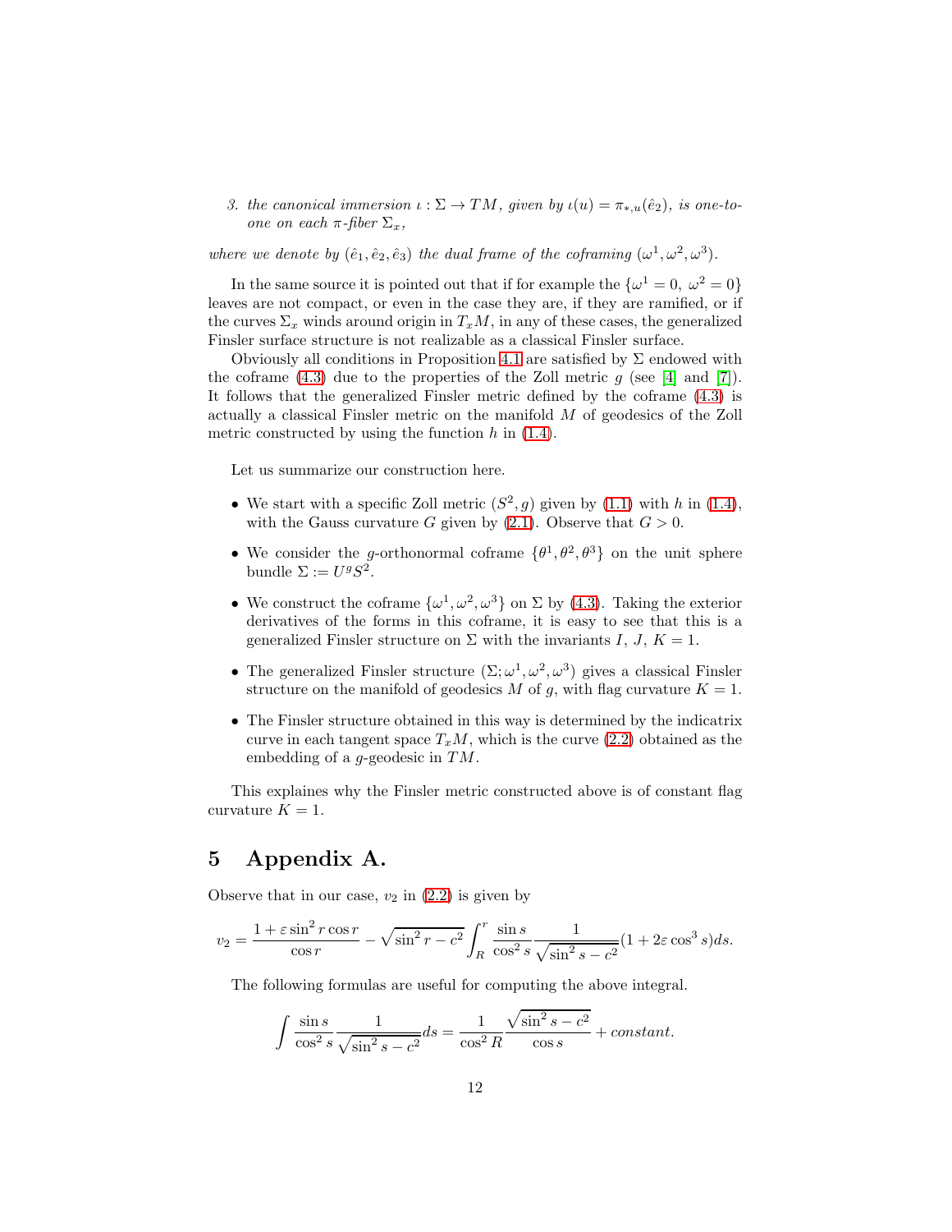3. *the canonical immersion $\iota : \Sigma \to TM$, given by $\iota(u) = \pi_{*,u}(\hat{e}_2)$, is one-to-one on each $\pi$-fiber $\Sigma_x$,*

*where we denote by $(\hat{e}_1, \hat{e}_2, \hat{e}_3)$ the dual frame of the coframing $(\omega^1, \omega^2, \omega^3)$.*

In the same source it is pointed out that if for example the $\{\omega^1 = 0,\ \omega^2 = 0\}$ leaves are not compact, or even in the case they are, if they are ramified, or if the curves $\Sigma_x$ winds around origin in $T_xM$, in any of these cases, the generalized Finsler surface structure is not realizable as a classical Finsler surface.

Obviously all conditions in Proposition 4.1 are satisfied by $\Sigma$ endowed with the coframe (4.3) due to the properties of the Zoll metric $g$ (see [4] and [7]). It follows that the generalized Finsler metric defined by the coframe (4.3) is actually a classical Finsler metric on the manifold $M$ of geodesics of the Zoll metric constructed by using the function $h$ in (1.4).

Let us summarize our construction here.

- We start with a specific Zoll metric $(S^2, g)$ given by (1.1) with $h$ in (1.4), with the Gauss curvature $G$ given by (2.1). Observe that $G > 0$.
- We consider the $g$-orthonormal coframe $\{\theta^1, \theta^2, \theta^3\}$ on the unit sphere bundle $\Sigma := U^gS^2$.
- We construct the coframe $\{\omega^1, \omega^2, \omega^3\}$ on $\Sigma$ by (4.3). Taking the exterior derivatives of the forms in this coframe, it is easy to see that this is a generalized Finsler structure on $\Sigma$ with the invariants $I$, $J$, $K = 1$.
- The generalized Finsler structure $(\Sigma; \omega^1, \omega^2, \omega^3)$ gives a classical Finsler structure on the manifold of geodesics $M$ of $g$, with flag curvature $K = 1$.
- The Finsler structure obtained in this way is determined by the indicatrix curve in each tangent space $T_xM$, which is the curve (2.2) obtained as the embedding of a $g$-geodesic in $TM$.

This explaines why the Finsler metric constructed above is of constant flag curvature $K = 1$.

# 5 Appendix A.

Observe that in our case, $v_2$ in (2.2) is given by

$$v_2 = \frac{1 + \varepsilon \sin^2 r \cos r}{\cos r} - \sqrt{\sin^2 r - c^2} \int_R^r \frac{\sin s}{\cos^2 s} \frac{1}{\sqrt{\sin^2 s - c^2}} (1 + 2\varepsilon \cos^3 s) ds.$$

The following formulas are useful for computing the above integral.

$$\int \frac{\sin s}{\cos^2 s} \frac{1}{\sqrt{\sin^2 s - c^2}} ds = \frac{1}{\cos^2 R} \frac{\sqrt{\sin^2 s - c^2}}{\cos s} + constant.$$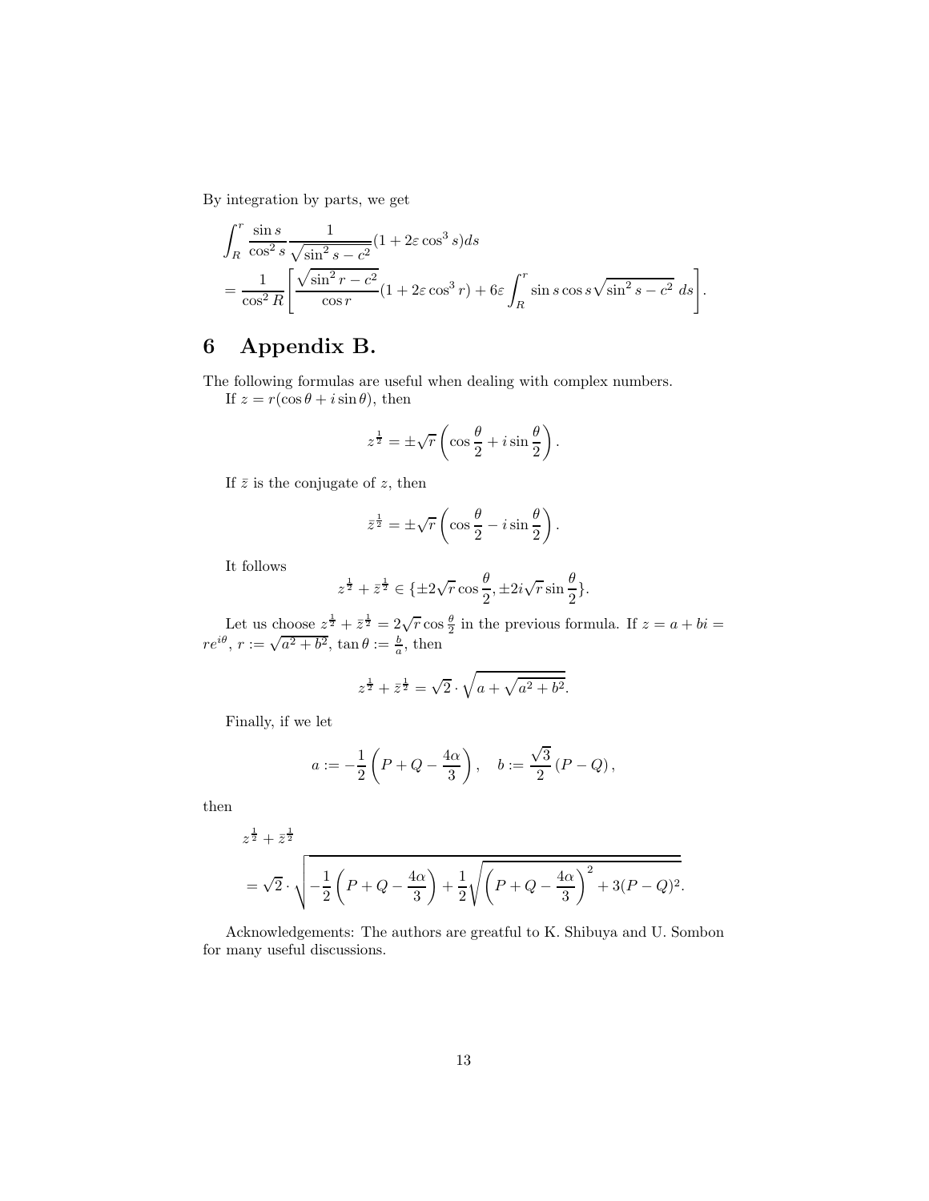By integration by parts, we get

$$
\begin{aligned}
&\int_R^r \frac{\sin s}{\cos^2 s}\frac{1}{\sqrt{\sin^2 s - c^2}}(1+2\varepsilon\cos^3 s)ds \\
&= \frac{1}{\cos^2 R}\left[\frac{\sqrt{\sin^2 r - c^2}}{\cos r}(1+2\varepsilon\cos^3 r) + 6\varepsilon\int_R^r \sin s\cos s\sqrt{\sin^2 s - c^2}\ ds\right].
\end{aligned}
$$

# 6 Appendix B.

The following formulas are useful when dealing with complex numbers.

If $z = r(\cos\theta + i\sin\theta)$, then

$$
z^{\frac{1}{2}} = \pm\sqrt{r}\left(\cos\frac{\theta}{2} + i\sin\frac{\theta}{2}\right).
$$

If $\bar{z}$ is the conjugate of $z$, then

$$
\bar{z}^{\frac{1}{2}} = \pm\sqrt{r}\left(\cos\frac{\theta}{2} - i\sin\frac{\theta}{2}\right).
$$

It follows

$$
z^{\frac{1}{2}} + \bar{z}^{\frac{1}{2}} \in \{\pm 2\sqrt{r}\cos\frac{\theta}{2}, \pm 2i\sqrt{r}\sin\frac{\theta}{2}\}.
$$

Let us choose $z^{\frac{1}{2}} + \bar{z}^{\frac{1}{2}} = 2\sqrt{r}\cos\frac{\theta}{2}$ in the previous formula. If $z = a + bi = re^{i\theta}$, $r := \sqrt{a^2+b^2}$, $\tan\theta := \frac{b}{a}$, then

$$
z^{\frac{1}{2}} + \bar{z}^{\frac{1}{2}} = \sqrt{2}\cdot\sqrt{a + \sqrt{a^2+b^2}}.
$$

Finally, if we let

$$
a := -\frac{1}{2}\left(P + Q - \frac{4\alpha}{3}\right), \quad b := \frac{\sqrt{3}}{2}\left(P - Q\right),
$$

then

$$
\begin{aligned}
&z^{\frac{1}{2}} + \bar{z}^{\frac{1}{2}} \\
&= \sqrt{2}\cdot\sqrt{-\frac{1}{2}\left(P+Q-\frac{4\alpha}{3}\right) + \frac{1}{2}\sqrt{\left(P+Q-\frac{4\alpha}{3}\right)^2 + 3(P-Q)^2}}.
\end{aligned}
$$

Acknowledgements: The authors are greatful to K. Shibuya and U. Sombon for many useful discussions.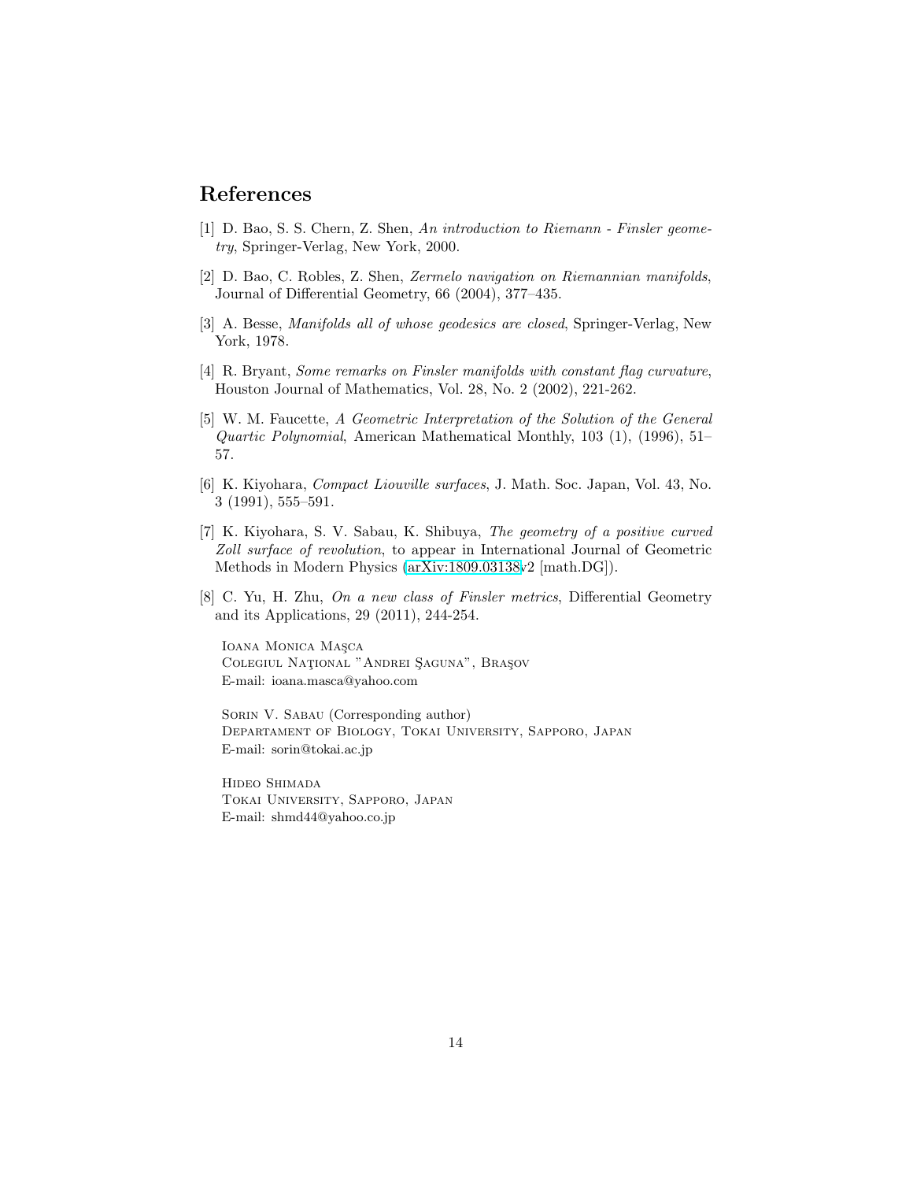## References

[1] D. Bao, S. S. Chern, Z. Shen, *An introduction to Riemann - Finsler geometry*, Springer-Verlag, New York, 2000.

[2] D. Bao, C. Robles, Z. Shen, *Zermelo navigation on Riemannian manifolds*, Journal of Differential Geometry, 66 (2004), 377–435.

[3] A. Besse, *Manifolds all of whose geodesics are closed*, Springer-Verlag, New York, 1978.

[4] R. Bryant, *Some remarks on Finsler manifolds with constant flag curvature*, Houston Journal of Mathematics, Vol. 28, No. 2 (2002), 221-262.

[5] W. M. Faucette, *A Geometric Interpretation of the Solution of the General Quartic Polynomial*, American Mathematical Monthly, 103 (1), (1996), 51–57.

[6] K. Kiyohara, *Compact Liouville surfaces*, J. Math. Soc. Japan, Vol. 43, No. 3 (1991), 555–591.

[7] K. Kiyohara, S. V. Sabau, K. Shibuya, *The geometry of a positive curved Zoll surface of revolution*, to appear in International Journal of Geometric Methods in Modern Physics (arXiv:1809.03138v2 [math.DG]).

[8] C. Yu, H. Zhu, *On a new class of Finsler metrics*, Differential Geometry and its Applications, 29 (2011), 244-254.

Ioana Monica Maşca
Colegiul Naţional "Andrei Şaguna", Braşov
E-mail: ioana.masca@yahoo.com

Sorin V. Sabau (Corresponding author)
Departament of Biology, Tokai University, Sapporo, Japan
E-mail: sorin@tokai.ac.jp

Hideo Shimada
Tokai University, Sapporo, Japan
E-mail: shmd44@yahoo.co.jp